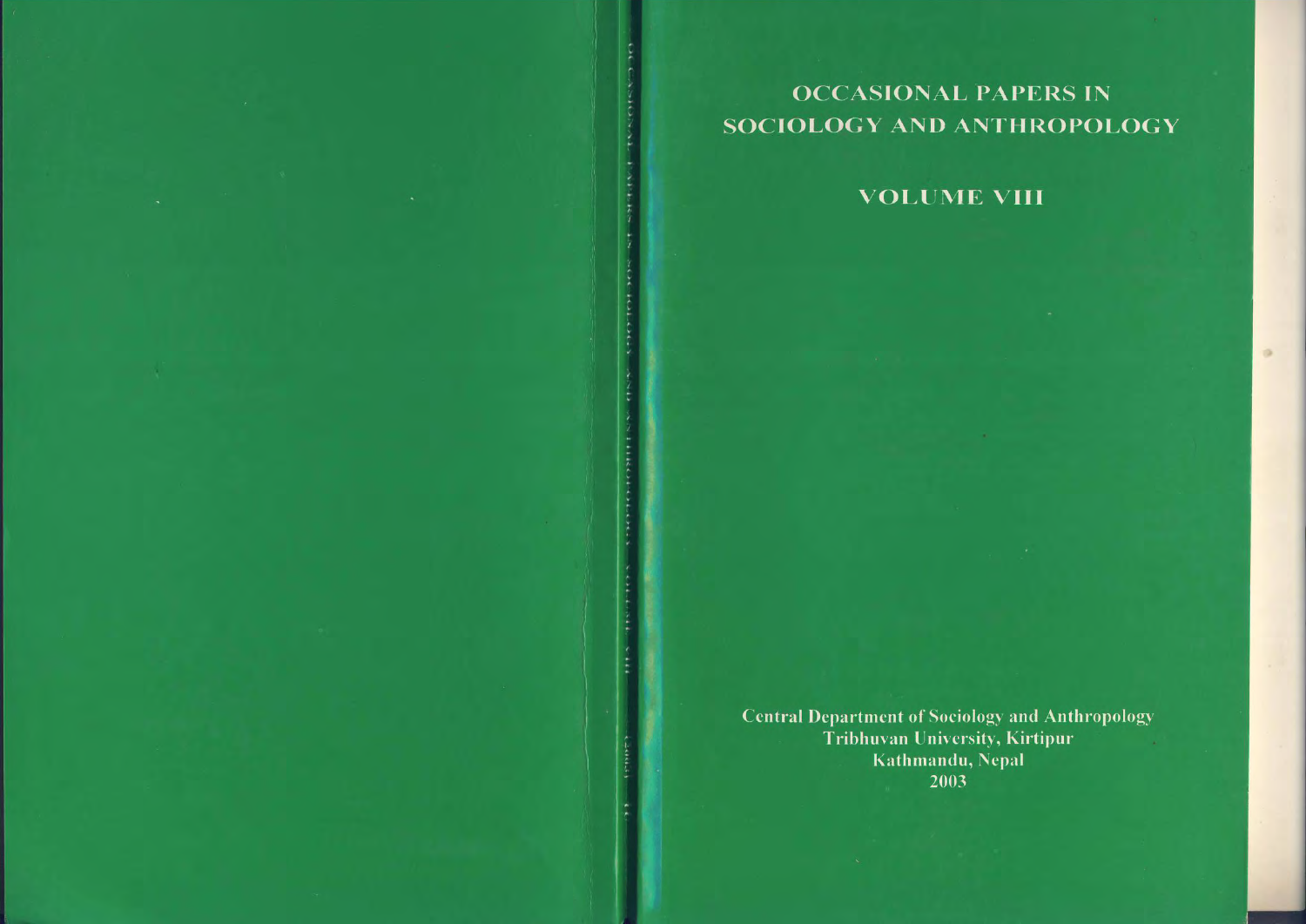# OCCASIONAL PAPERS IN SOCIOLOGY AND ANTHROPOLOGY

## VOLUME VIII

Central Department of Sociology and Anthropology
Tribhuvan University, Kirtipur
Kathmandu, Nepal
2003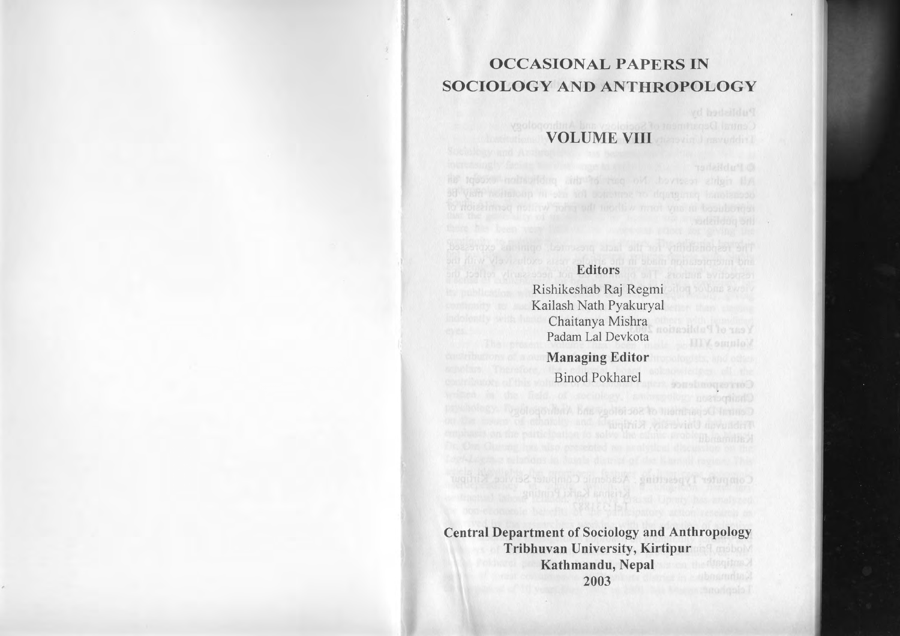# OCCASIONAL PAPERS IN SOCIOLOGY AND ANTHROPOLOGY

## VOLUME VIII

**Editors**

Rishikeshab Raj Regmi
Kailash Nath Pyakuryal
Chaitanya Mishra
Padam Lal Devkota

**Managing Editor**

Binod Pokharel

**Central Department of Sociology and Anthropology**
**Tribhuvan University, Kirtipur**
**Kathmandu, Nepal**
**2003**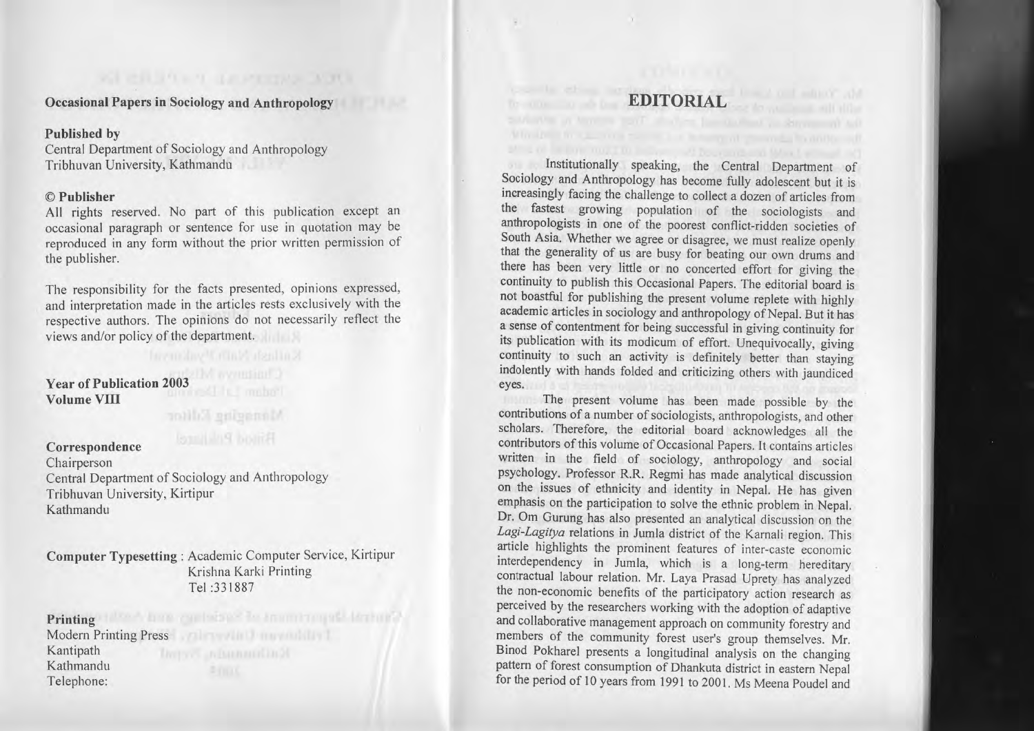**Occasional Papers in Sociology and Anthropology**

**Published by**
Central Department of Sociology and Anthropology
Tribhuvan University, Kathmandu

**© Publisher**
All rights reserved. No part of this publication except an occasional paragraph or sentence for use in quotation may be reproduced in any form without the prior written permission of the publisher.

The responsibility for the facts presented, opinions expressed, and interpretation made in the articles rests exclusively with the respective authors. The opinions do not necessarily reflect the views and/or policy of the department.

**Year of Publication 2003**
**Volume VIII**

**Correspondence**
Chairperson
Central Department of Sociology and Anthropology
Tribhuvan University, Kirtipur
Kathmandu

**Computer Typesetting** : Academic Computer Service, Kirtipur
Krishna Karki Printing
Tel :331887

**Printing**
Modern Printing Press
Kantipath
Kathmandu
Telephone:

# EDITORIAL

Institutionally speaking, the Central Department of Sociology and Anthropology has become fully adolescent but it is increasingly facing the challenge to collect a dozen of articles from the fastest growing population of the sociologists and anthropologists in one of the poorest conflict-ridden societies of South Asia. Whether we agree or disagree, we must realize openly that the generality of us are busy for beating our own drums and there has been very little or no concerted effort for giving the continuity to publish this Occasional Papers. The editorial board is not boastful for publishing the present volume replete with highly academic articles in sociology and anthropology of Nepal. But it has a sense of contentment for being successful in giving continuity for its publication with its modicum of effort. Unequivocally, giving continuity to such an activity is definitely better than staying indolently with hands folded and criticizing others with jaundiced eyes.

The present volume has been made possible by the contributions of a number of sociologists, anthropologists, and other scholars. Therefore, the editorial board acknowledges all the contributors of this volume of Occasional Papers. It contains articles written in the field of sociology, anthropology and social psychology. Professor R.R. Regmi has made analytical discussion on the issues of ethnicity and identity in Nepal. He has given emphasis on the participation to solve the ethnic problem in Nepal. Dr. Om Gurung has also presented an analytical discussion on the *Lagi-Lagitya* relations in Jumla district of the Karnali region. This article highlights the prominent features of inter-caste economic interdependency in Jumla, which is a long-term hereditary contractual labour relation. Mr. Laya Prasad Uprety has analyzed the non-economic benefits of the participatory action research as perceived by the researchers working with the adoption of adaptive and collaborative management approach on community forestry and members of the community forest user's group themselves. Mr. Binod Pokharel presents a longitudinal analysis on the changing pattern of forest consumption of Dhankuta district in eastern Nepal for the period of 10 years from 1991 to 2001. Ms Meena Poudel and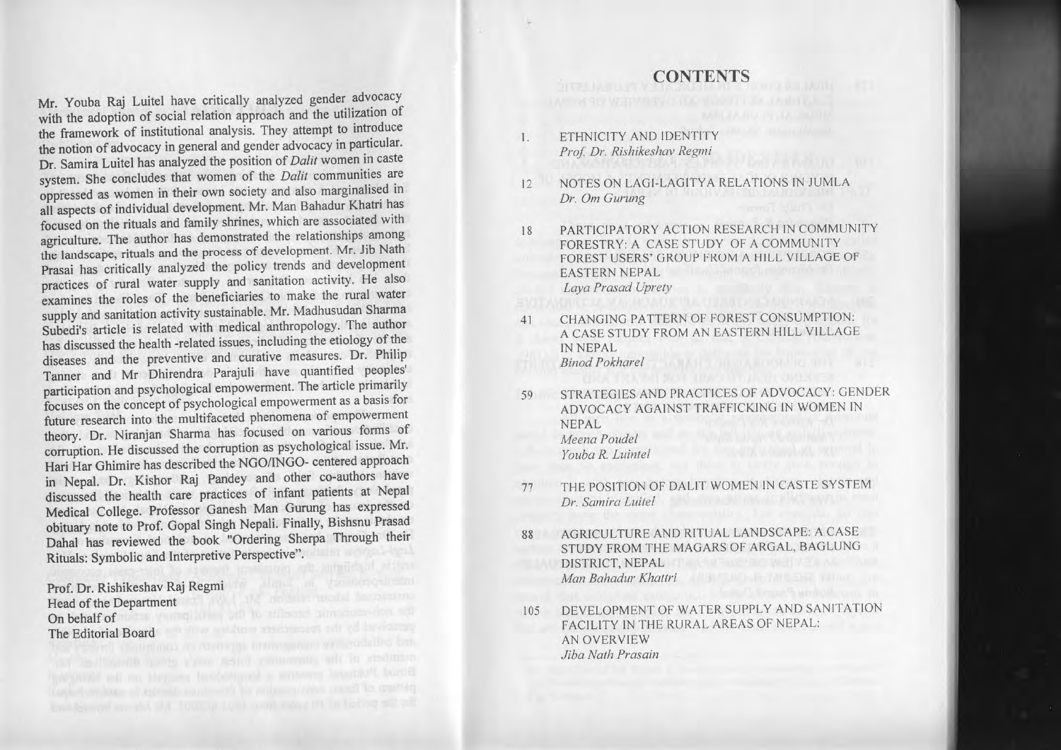Mr. Youba Raj Luitel have critically analyzed gender advocacy with the adoption of social relation approach and the utilization of the framework of institutional analysis. They attempt to introduce the notion of advocacy in general and gender advocacy in particular. Dr. Samira Luitel has analyzed the position of *Dalit* women in caste system. She concludes that women of the *Dalit* communities are oppressed as women in their own society and also marginalised in all aspects of individual development. Mr. Man Bahadur Khatri has focused on the rituals and family shrines, which are associated with agriculture. The author has demonstrated the relationships among the landscape, rituals and the process of development. Mr. Jib Nath Prasai has critically analyzed the policy trends and development practices of rural water supply and sanitation activity. He also examines the roles of the beneficiaries to make the rural water supply and sanitation activity sustainable. Mr. Madhusudan Sharma Subedi's article is related with medical anthropology. The author has discussed the health -related issues, including the etiology of the diseases and the preventive and curative measures. Dr. Philip Tanner and Mr Dhirendra Parajuli have quantified peoples' participation and psychological empowerment. The article primarily focuses on the concept of psychological empowerment as a basis for future research into the multifaceted phenomena of empowerment theory. Dr. Niranjan Sharma has focused on various forms of corruption. He discussed the corruption as psychological issue. Mr. Hari Har Ghimire has described the NGO/INGO- centered approach in Nepal. Dr. Kishor Raj Pandey and other co-authors have discussed the health care practices of infant patients at Nepal Medical College. Professor Ganesh Man Gurung has expressed obituary note to Prof. Gopal Singh Nepali. Finally, Bishnu Prasad Dahal has reviewed the book "Ordering Sherpa Through their Rituals: Symbolic and Interpretive Perspective".

Prof. Dr. Rishikeshav Raj Regmi
Head of the Department
On behalf of
The Editorial Board

# CONTENTS

1 ETHNICITY AND IDENTITY
*Prof. Dr. Rishikeshav Regmi*

12 NOTES ON LAGI-LAGITYA RELATIONS IN JUMLA
*Dr. Om Gurung*

18 PARTICIPATORY ACTION RESEARCH IN COMMUNITY FORESTRY: A CASE STUDY OF A COMMUNITY FOREST USERS' GROUP FROM A HILL VILLAGE OF EASTERN NEPAL
*Laya Prasad Uprety*

41 CHANGING PATTERN OF FOREST CONSUMPTION: A CASE STUDY FROM AN EASTERN HILL VILLAGE IN NEPAL
*Binod Pokharel*

59 STRATEGIES AND PRACTICES OF ADVOCACY: GENDER ADVOCACY AGAINST TRAFFICKING IN WOMEN IN NEPAL
*Meena Poudel*
*Youba R. Luintel*

77 THE POSITION OF DALIT WOMEN IN CASTE SYSTEM
*Dr. Samira Luitel*

88 AGRICULTURE AND RITUAL LANDSCAPE: A CASE STUDY FROM THE MAGARS OF ARGAL, BAGLUNG DISTRICT, NEPAL
*Man Bahadur Khattri*

105 DEVELOPMENT OF WATER SUPPLY AND SANITATION FACILITY IN THE RURAL AREAS OF NEPAL: AN OVERVIEW
*Jiba Nath Prasain*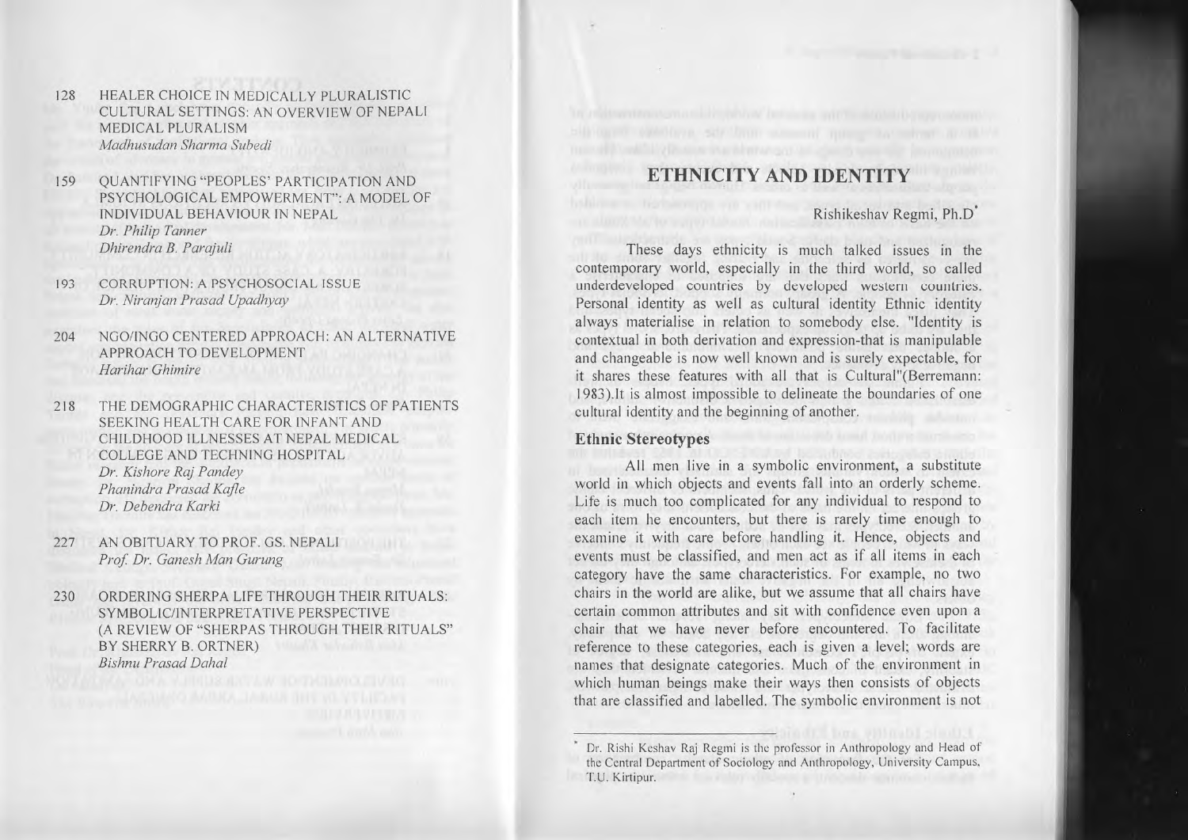128 HEALER CHOICE IN MEDICALLY PLURALISTIC CULTURAL SETTINGS: AN OVERVIEW OF NEPALI MEDICAL PLURALISM
*Madhusudan Sharma Subedi*

159 QUANTIFYING "PEOPLES' PARTICIPATION AND PSYCHOLOGICAL EMPOWERMENT": A MODEL OF INDIVIDUAL BEHAVIOUR IN NEPAL
*Dr. Philip Tanner*
*Dhirendra B. Parajuli*

193 CORRUPTION: A PSYCHOSOCIAL ISSUE
*Dr. Niranjan Prasad Upadhyay*

204 NGO/INGO CENTERED APPROACH: AN ALTERNATIVE APPROACH TO DEVELOPMENT
*Harihar Ghimire*

218 THE DEMOGRAPHIC CHARACTERISTICS OF PATIENTS SEEKING HEALTH CARE FOR INFANT AND CHILDHOOD ILLNESSES AT NEPAL MEDICAL COLLEGE AND TECHNING HOSPITAL
*Dr. Kishore Raj Pandey*
*Phanindra Prasad Kafle*
*Dr. Debendra Karki*

227 AN OBITUARY TO PROF. GS. NEPALI
*Prof. Dr. Ganesh Man Gurung*

230 ORDERING SHERPA LIFE THROUGH THEIR RITUALS: SYMBOLIC/INTERPRETATIVE PERSPECTIVE (A REVIEW OF "SHERPAS THROUGH THEIR RITUALS" BY SHERRY B. ORTNER)
*Bishnu Prasad Dahal*

# ETHNICITY AND IDENTITY

Rishikeshav Regmi, Ph.D*

These days ethnicity is much talked issues in the contemporary world, especially in the third world, so called underdeveloped countries by developed western countries. Personal identity as well as cultural identity Ethnic identity always materialise in relation to somebody else. "Identity is contextual in both derivation and expression-that is manipulable and changeable is now well known and is surely expectable, for it shares these features with all that is Cultural"(Berremann: 1983).It is almost impossible to delineate the boundaries of one cultural identity and the beginning of another.

## Ethnic Stereotypes

All men live in a symbolic environment, a substitute world in which objects and events fall into an orderly scheme. Life is much too complicated for any individual to respond to each item he encounters, but there is rarely time enough to examine it with care before handling it. Hence, objects and events must be classified, and men act as if all items in each category have the same characteristics. For example, no two chairs in the world are alike, but we assume that all chairs have certain common attributes and sit with confidence even upon a chair that we have never before encountered. To facilitate reference to these categories, each is given a level; words are names that designate categories. Much of the environment in which human beings make their ways then consists of objects that are classified and labelled. The symbolic environment is not

* Dr. Rishi Keshav Raj Regmi is the professor in Anthropology and Head of the Central Department of Sociology and Anthropology, University Campus, T.U. Kirtipur.